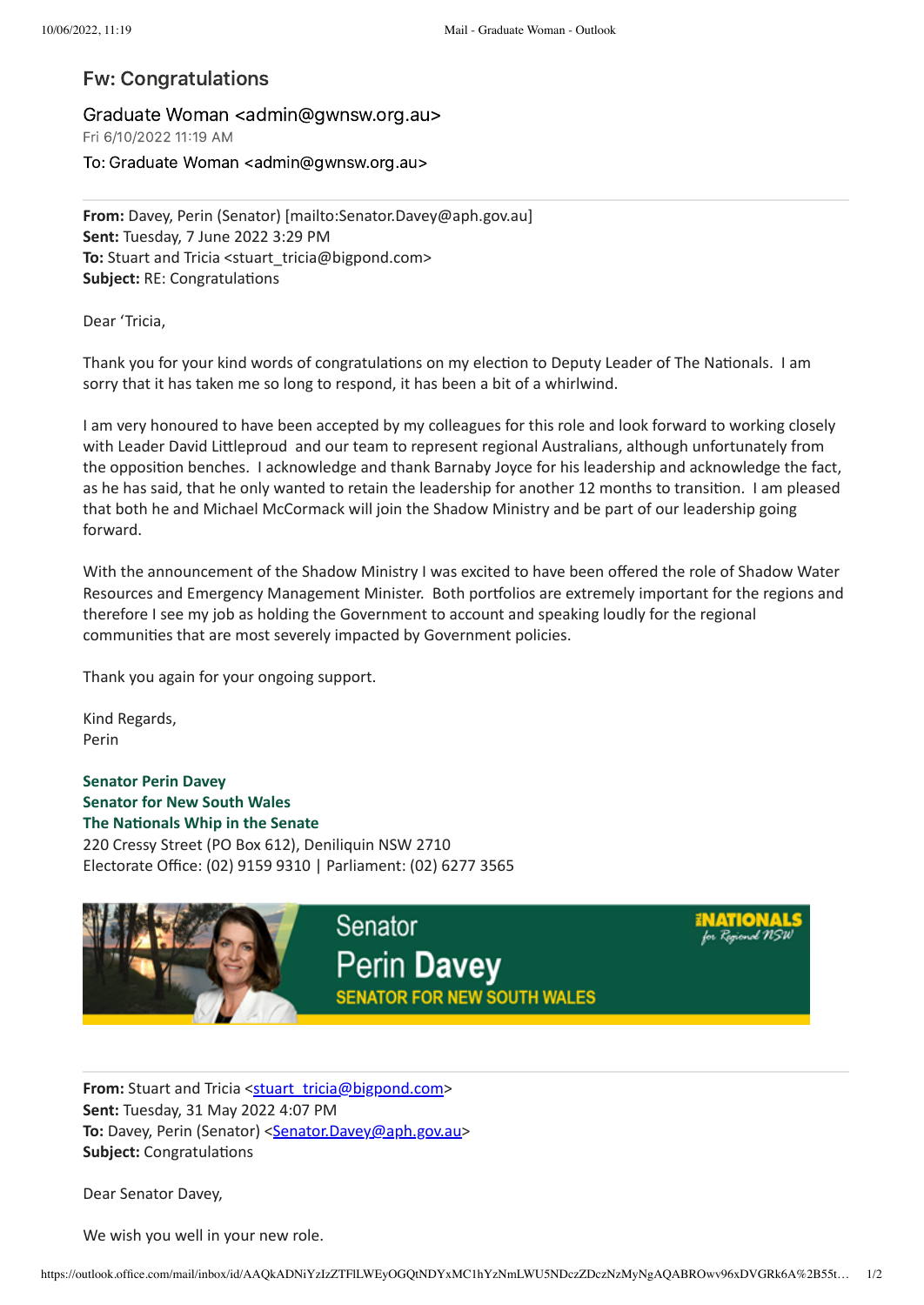# Fw: Congratulations

Graduate Woman <admin@gwnsw.org.au>
Fri 6/10/2022 11:19 AM
To: Graduate Woman <admin@gwnsw.org.au>

---

**From:** Davey, Perin (Senator) [mailto:Senator.Davey@aph.gov.au]
**Sent:** Tuesday, 7 June 2022 3:29 PM
**To:** Stuart and Tricia <stuart_tricia@bigpond.com>
**Subject:** RE: Congratulations

Dear 'Tricia,

Thank you for your kind words of congratulations on my election to Deputy Leader of The Nationals. I am sorry that it has taken me so long to respond, it has been a bit of a whirlwind.

I am very honoured to have been accepted by my colleagues for this role and look forward to working closely with Leader David Littleproud and our team to represent regional Australians, although unfortunately from the opposition benches. I acknowledge and thank Barnaby Joyce for his leadership and acknowledge the fact, as he has said, that he only wanted to retain the leadership for another 12 months to transition. I am pleased that both he and Michael McCormack will join the Shadow Ministry and be part of our leadership going forward.

With the announcement of the Shadow Ministry I was excited to have been offered the role of Shadow Water Resources and Emergency Management Minister. Both portfolios are extremely important for the regions and therefore I see my job as holding the Government to account and speaking loudly for the regional communities that are most severely impacted by Government policies.

Thank you again for your ongoing support.

Kind Regards,
Perin

**Senator Perin Davey**
**Senator for New South Wales**
**The Nationals Whip in the Senate**
220 Cressy Street (PO Box 612), Deniliquin NSW 2710
Electorate Office: (02) 9159 9310 | Parliament: (02) 6277 3565

Senator Perin Davey
SENATOR FOR NEW SOUTH WALES
NATIONALS for Regional NSW

---

**From:** Stuart and Tricia <stuart_tricia@bigpond.com>
**Sent:** Tuesday, 31 May 2022 4:07 PM
**To:** Davey, Perin (Senator) <Senator.Davey@aph.gov.au>
**Subject:** Congratulations

Dear Senator Davey,

We wish you well in your new role.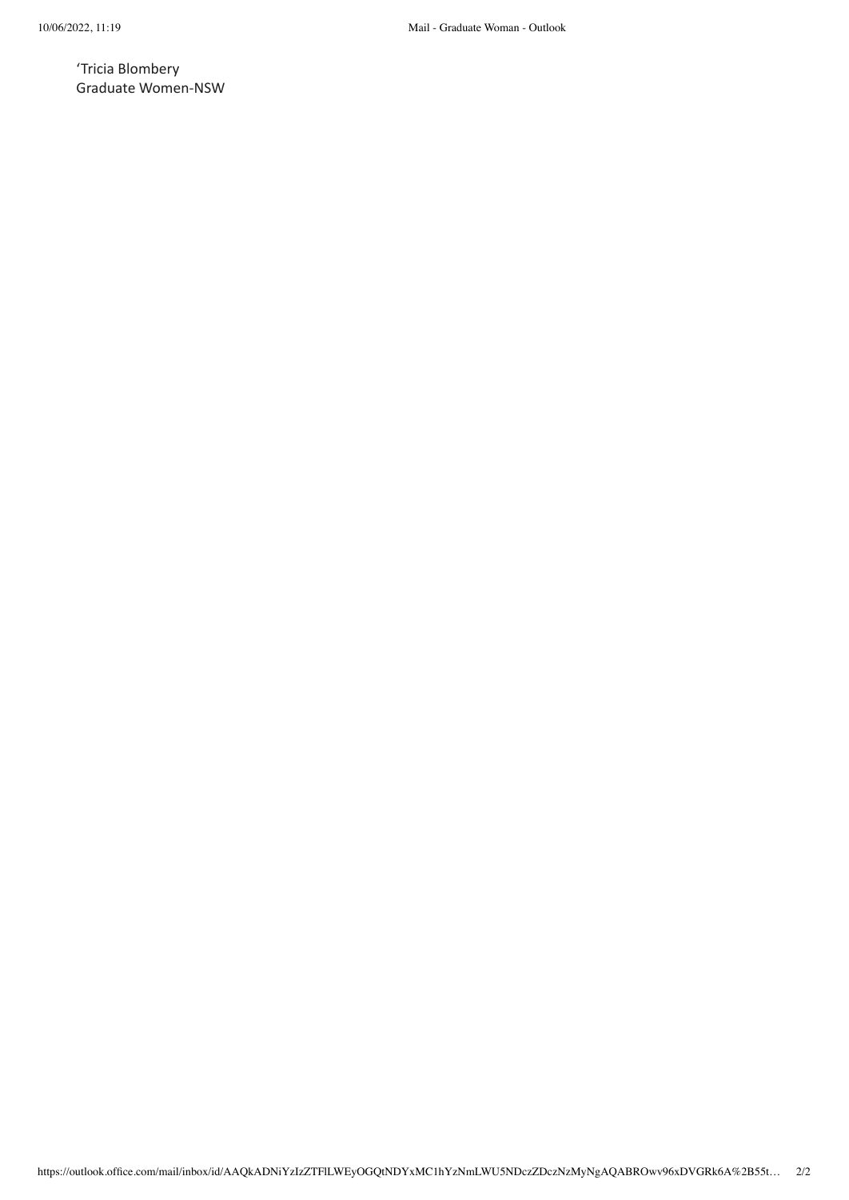'Tricia Blombery
Graduate Women-NSW